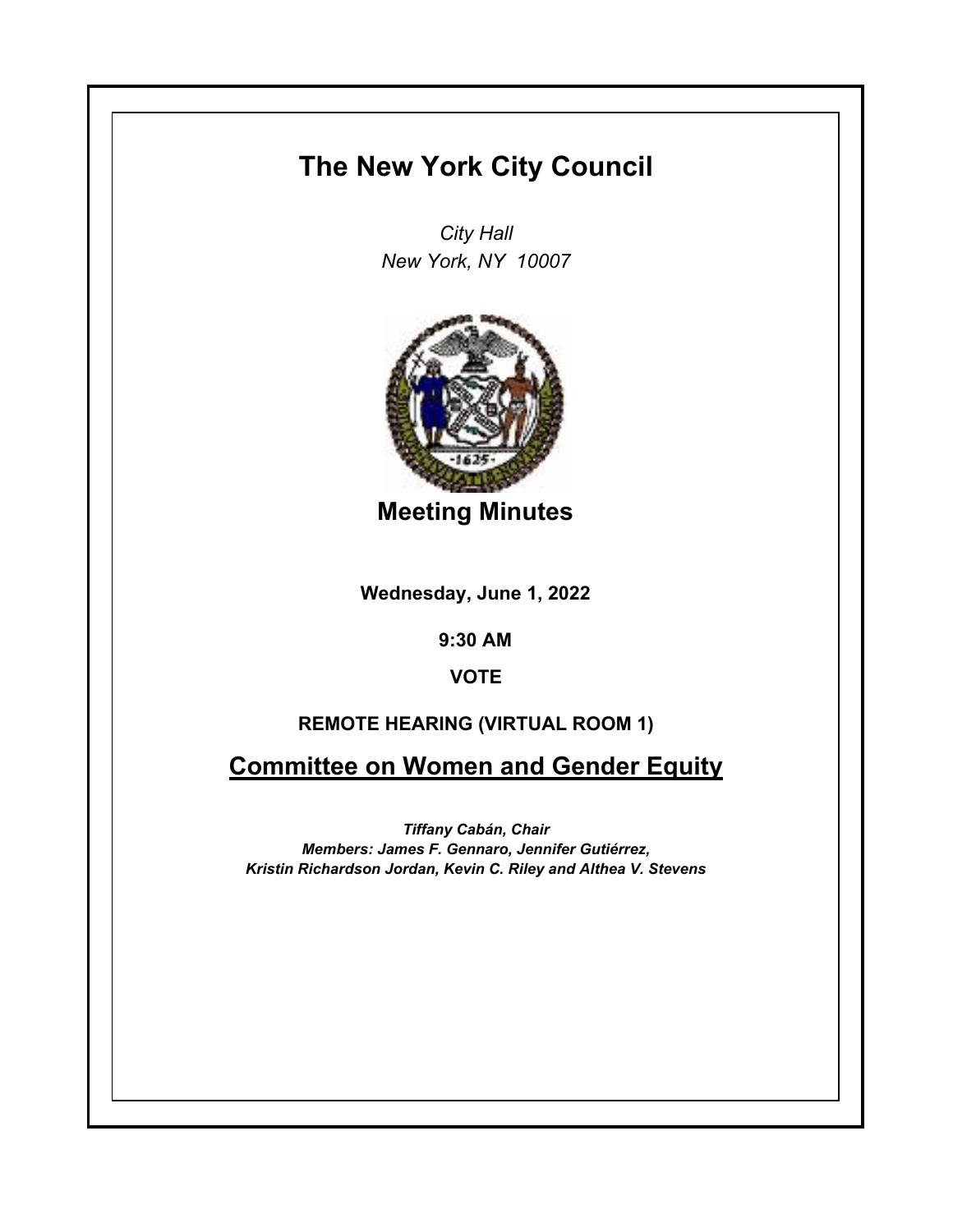# The New York City Council

*City Hall*
*New York, NY 10007*

## Meeting Minutes

**Wednesday, June 1, 2022**

**9:30 AM**

**VOTE**

**REMOTE HEARING (VIRTUAL ROOM 1)**

## Committee on Women and Gender Equity

***Tiffany Cabán, Chair***
***Members: James F. Gennaro, Jennifer Gutiérrez, Kristin Richardson Jordan, Kevin C. Riley and Althea V. Stevens***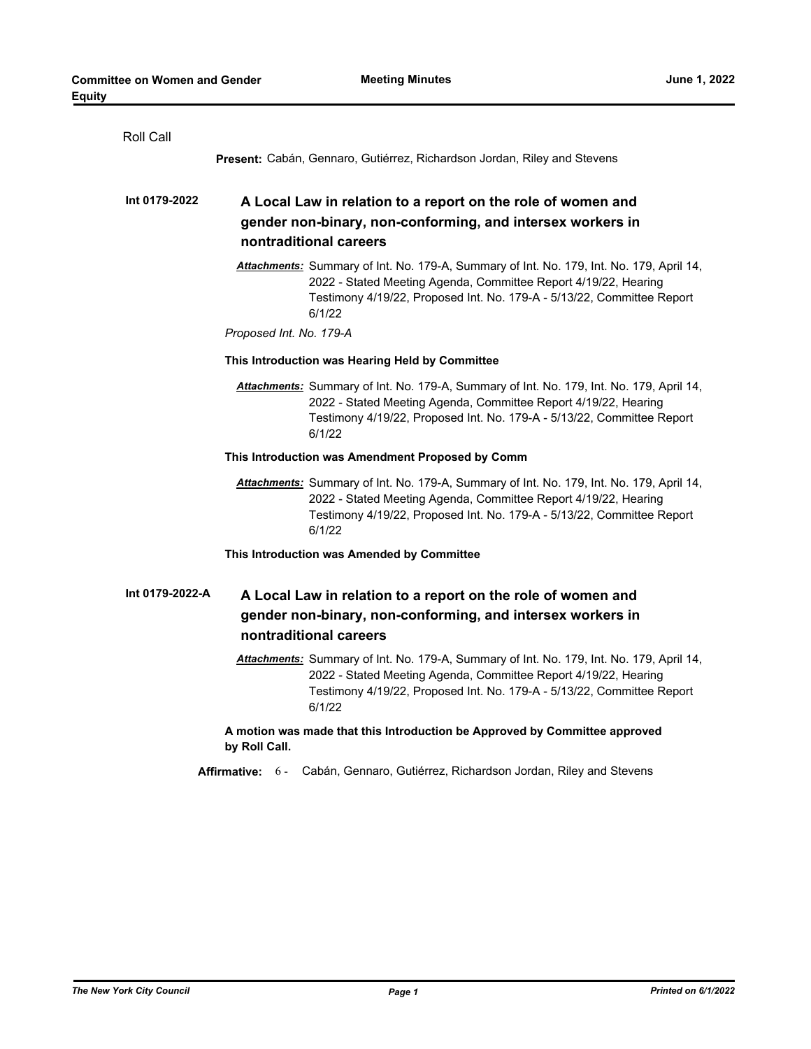Roll Call

**Present:** Cabán, Gennaro, Gutiérrez, Richardson Jordan, Riley and Stevens

**Int 0179-2022**

## A Local Law in relation to a report on the role of women and gender non-binary, non-conforming, and intersex workers in nontraditional careers

***Attachments:*** Summary of Int. No. 179-A, Summary of Int. No. 179, Int. No. 179, April 14, 2022 - Stated Meeting Agenda, Committee Report 4/19/22, Hearing Testimony 4/19/22, Proposed Int. No. 179-A - 5/13/22, Committee Report 6/1/22

*Proposed Int. No. 179-A*

**This Introduction was Hearing Held by Committee**

***Attachments:*** Summary of Int. No. 179-A, Summary of Int. No. 179, Int. No. 179, April 14, 2022 - Stated Meeting Agenda, Committee Report 4/19/22, Hearing Testimony 4/19/22, Proposed Int. No. 179-A - 5/13/22, Committee Report 6/1/22

**This Introduction was Amendment Proposed by Comm**

***Attachments:*** Summary of Int. No. 179-A, Summary of Int. No. 179, Int. No. 179, April 14, 2022 - Stated Meeting Agenda, Committee Report 4/19/22, Hearing Testimony 4/19/22, Proposed Int. No. 179-A - 5/13/22, Committee Report 6/1/22

**This Introduction was Amended by Committee**

**Int 0179-2022-A**

## A Local Law in relation to a report on the role of women and gender non-binary, non-conforming, and intersex workers in nontraditional careers

***Attachments:*** Summary of Int. No. 179-A, Summary of Int. No. 179, Int. No. 179, April 14, 2022 - Stated Meeting Agenda, Committee Report 4/19/22, Hearing Testimony 4/19/22, Proposed Int. No. 179-A - 5/13/22, Committee Report 6/1/22

**A motion was made that this Introduction be Approved by Committee approved by Roll Call.**

**Affirmative:** 6 - Cabán, Gennaro, Gutiérrez, Richardson Jordan, Riley and Stevens